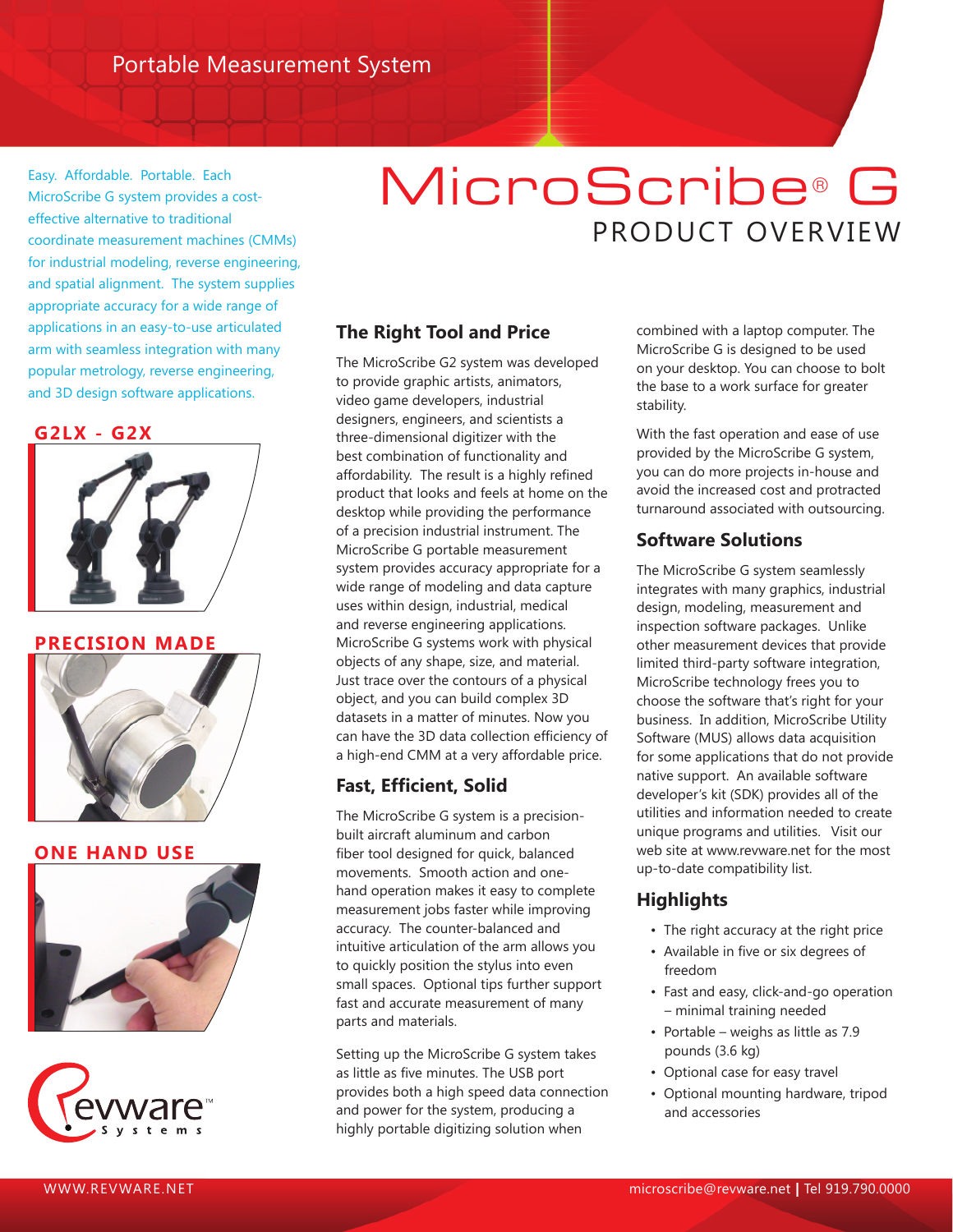Portable Measurement System

# MicroScribe® G

## PRODUCT OVERVIEW

Easy. Affordable. Portable. Each MicroScribe G system provides a cost-effective alternative to traditional coordinate measurement machines (CMMs) for industrial modeling, reverse engineering, and spatial alignment. The system supplies appropriate accuracy for a wide range of applications in an easy-to-use articulated arm with seamless integration with many popular metrology, reverse engineering, and 3D design software applications.

**G2LX - G2X**

**PRECISION MADE**

**ONE HAND USE**

### The Right Tool and Price

The MicroScribe G2 system was developed to provide graphic artists, animators, video game developers, industrial designers, engineers, and scientists a three-dimensional digitizer with the best combination of functionality and affordability. The result is a highly refined product that looks and feels at home on the desktop while providing the performance of a precision industrial instrument. The MicroScribe G portable measurement system provides accuracy appropriate for a wide range of modeling and data capture uses within design, industrial, medical and reverse engineering applications. MicroScribe G systems work with physical objects of any shape, size, and material. Just trace over the contours of a physical object, and you can build complex 3D datasets in a matter of minutes. Now you can have the 3D data collection efficiency of a high-end CMM at a very affordable price.

### Fast, Efficient, Solid

The MicroScribe G system is a precision-built aircraft aluminum and carbon fiber tool designed for quick, balanced movements. Smooth action and one-hand operation makes it easy to complete measurement jobs faster while improving accuracy. The counter-balanced and intuitive articulation of the arm allows you to quickly position the stylus into even small spaces. Optional tips further support fast and accurate measurement of many parts and materials.

Setting up the MicroScribe G system takes as little as five minutes. The USB port provides both a high speed data connection and power for the system, producing a highly portable digitizing solution when combined with a laptop computer. The MicroScribe G is designed to be used on your desktop. You can choose to bolt the base to a work surface for greater stability.

With the fast operation and ease of use provided by the MicroScribe G system, you can do more projects in-house and avoid the increased cost and protracted turnaround associated with outsourcing.

### Software Solutions

The MicroScribe G system seamlessly integrates with many graphics, industrial design, modeling, measurement and inspection software packages. Unlike other measurement devices that provide limited third-party software integration, MicroScribe technology frees you to choose the software that's right for your business. In addition, MicroScribe Utility Software (MUS) allows data acquisition for some applications that do not provide native support. An available software developer's kit (SDK) provides all of the utilities and information needed to create unique programs and utilities. Visit our web site at www.revware.net for the most up-to-date compatibility list.

### Highlights

- The right accuracy at the right price
- Available in five or six degrees of freedom
- Fast and easy, click-and-go operation – minimal training needed
- Portable – weighs as little as 7.9 pounds (3.6 kg)
- Optional case for easy travel
- Optional mounting hardware, tripod and accessories

Revware Systems

WWW.REVWARE.NET

microscribe@revware.net | Tel 919.790.0000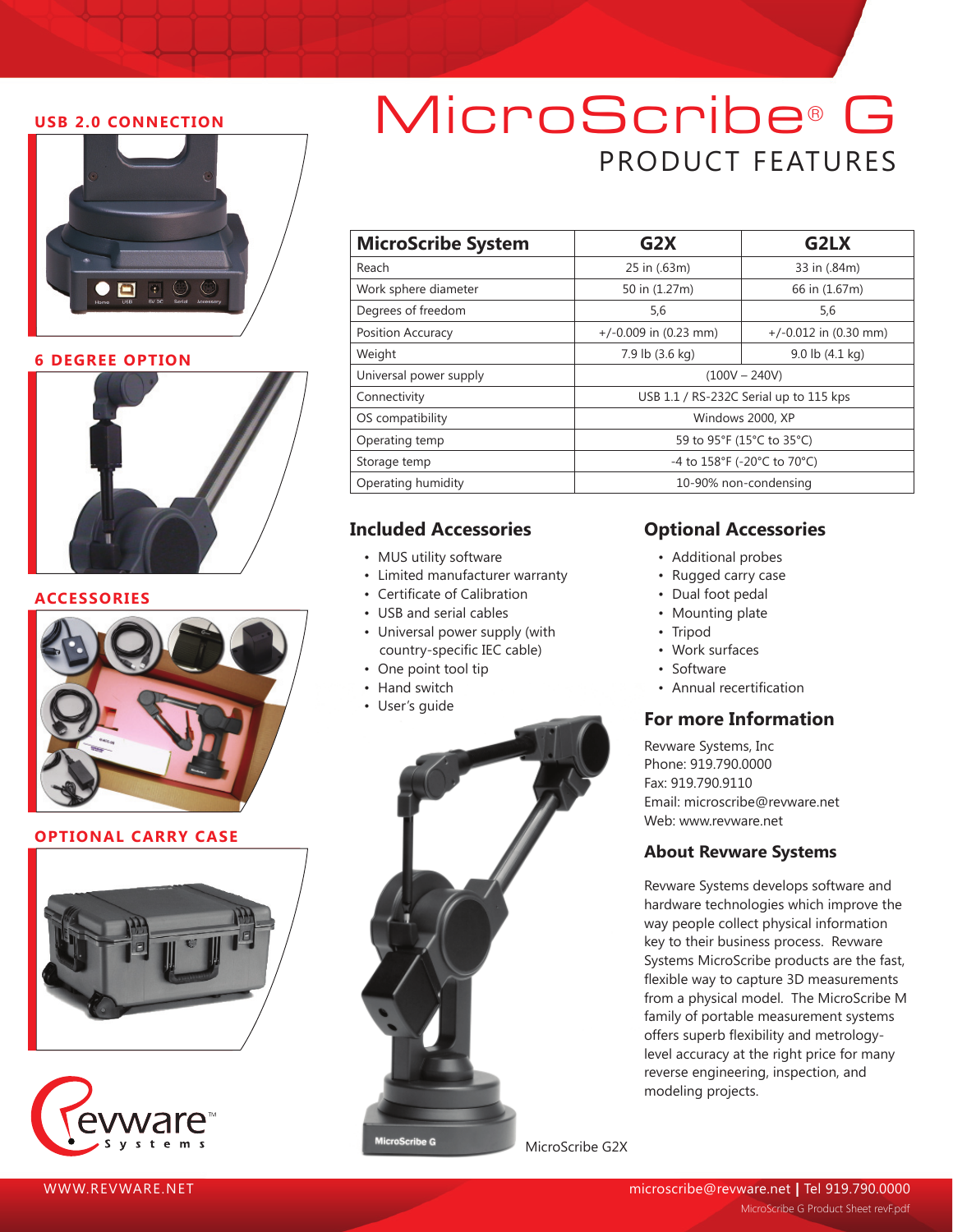# MicroScribe® G

## PRODUCT FEATURES

**USB 2.0 CONNECTION**

**6 DEGREE OPTION**

**ACCESSORIES**

**OPTIONAL CARRY CASE**

| MicroScribe System | G2X | G2LX |
| --- | --- | --- |
| Reach | 25 in (.63m) | 33 in (.84m) |
| Work sphere diameter | 50 in (1.27m) | 66 in (1.67m) |
| Degrees of freedom | 5,6 | 5,6 |
| Position Accuracy | +/-0.009 in (0.23 mm) | +/-0.012 in (0.30 mm) |
| Weight | 7.9 lb (3.6 kg) | 9.0 lb (4.1 kg) |
| Universal power supply | (100V – 240V) | |
| Connectivity | USB 1.1 / RS-232C Serial up to 115 kps | |
| OS compatibility | Windows 2000, XP | |
| Operating temp | 59 to 95°F (15°C to 35°C) | |
| Storage temp | -4 to 158°F (-20°C to 70°C) | |
| Operating humidity | 10-90% non-condensing | |

### Included Accessories

- MUS utility software
- Limited manufacturer warranty
- Certificate of Calibration
- USB and serial cables
- Universal power supply (with country-specific IEC cable)
- One point tool tip
- Hand switch
- User's guide

MicroScribe G2X

### Optional Accessories

- Additional probes
- Rugged carry case
- Dual foot pedal
- Mounting plate
- Tripod
- Work surfaces
- Software
- Annual recertification

### For more Information

Revware Systems, Inc
Phone: 919.790.0000
Fax: 919.790.9110
Email: microscribe@revware.net
Web: www.revware.net

### About Revware Systems

Revware Systems develops software and hardware technologies which improve the way people collect physical information key to their business process. Revware Systems MicroScribe products are the fast, flexible way to capture 3D measurements from a physical model. The MicroScribe M family of portable measurement systems offers superb flexibility and metrology-level accuracy at the right price for many reverse engineering, inspection, and modeling projects.

Revware™ Systems

WWW.REVWARE.NET

microscribe@revware.net | Tel 919.790.0000